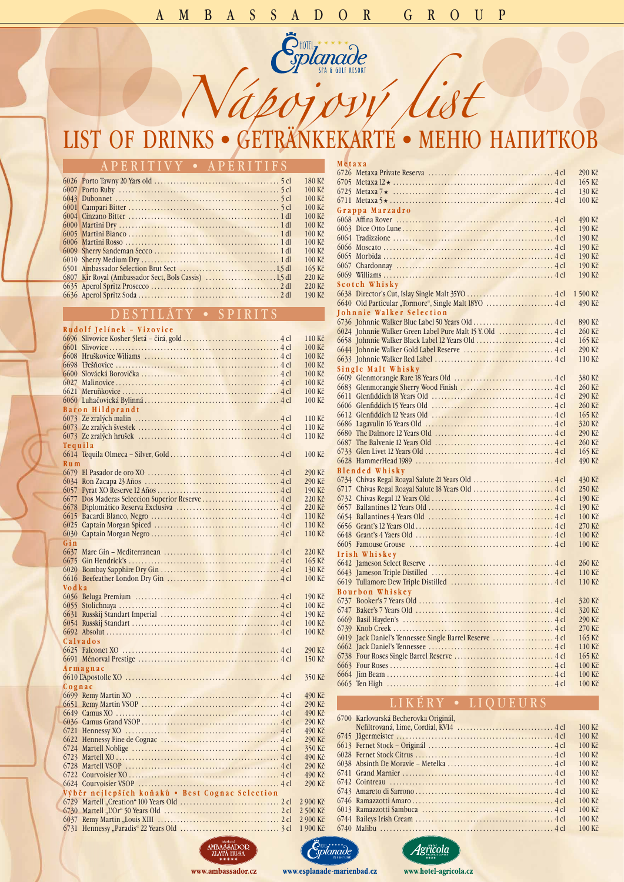AMBASSADOR GROUP

Hotel Esplanade SPA & GOLF RESORT

# Nápojový list

# LIST OF DRINKS • GETRÄNKEKARTE • МЕНЮ НАПИТКОВ

## APERITIVY • APERITIFS

| | | | |
|---|---|---|---|
| 6026 | Porto Tawny 20 Yars old | 5 cl | 180 Kč |
| 6007 | Porto Ruby | 5 cl | 100 Kč |
| 6043 | Dubonnet | 5 cl | 100 Kč |
| 6001 | Campari Bitter | 5 cl | 100 Kč |
| 6004 | Cinzano Bitter | 1 dl | 100 Kč |
| 6000 | Martini Dry | 1 dl | 100 Kč |
| 6005 | Martini Bianco | 1 dl | 100 Kč |
| 6006 | Martini Rosso | 1 dl | 100 Kč |
| 6009 | Sherry Sandeman Secco | 1 dl | 100 Kč |
| 6010 | Sherry Medium Dry | 1 dl | 100 Kč |
| 6501 | Ambassador Selection Brut Sect | 15 dl | 165 Kč |
| 6807 | Kir Royal (Ambassador Sect, Bols Cassis) | 15 dl | 220 Kč |
| 6635 | Aperol Spritz Prosecco | 2 dl | 220 Kč |
| 6636 | Aperol Spritz Soda | 2 dl | 190 Kč |

## DESTILÁTY • SPIRITS

### Rudolf Jelínek – Vizovice

| | | | |
|---|---|---|---|
| 6696 | Slivovice Kosher 5letá – čirá, gold | 4 cl | 110 Kč |
| 6601 | Slivovice | 4 cl | 100 Kč |
| 6608 | Hruškovice Wiliams | 4 cl | 100 Kč |
| 6698 | Třešňovice | 4 cl | 100 Kč |
| 6600 | Slovácká Borovička | 4 cl | 100 Kč |
| 6027 | Malinovice | 4 cl | 100 Kč |
| 6621 | Meruňkovice | 4 cl | 100 Kč |
| 6060 | Luhačovická Bylinná | 4 cl | 100 Kč |

### Baron Hildprandt

| | | | |
|---|---|---|---|
| 6073 | Ze zralých malin | 4 cl | 110 Kč |
| 6073 | Ze zralých švestek | 4 cl | 110 Kč |
| 6073 | Ze zralých hrušek | 4 cl | 110 Kč |

### Tequila

| | | | |
|---|---|---|---|
| 6614 | Tequila Olmeca – Silver, Gold | 4 cl | 100 Kč |

### Rum

| | | | |
|---|---|---|---|
| 6679 | El Pasador de oro XO | 4 cl | 290 Kč |
| 6034 | Ron Zacapa 23 Años | 4 cl | 290 Kč |
| 6057 | Pyrat XO Reserve 12 Años | 4 cl | 190 Kč |
| 6677 | Dos Maderas Seleccion Superior Reserve | 4 cl | 220 Kč |
| 6678 | Diplomático Reserva Exclusiva | 4 cl | 220 Kč |
| 6615 | Bacardi Blanco, Negro | 4 cl | 110 Kč |
| 6025 | Captain Morgan Spiced | 4 cl | 110 Kč |
| 6030 | Captain Morgan Negro | 4 cl | 110 Kč |

### Gin

| | | | |
|---|---|---|---|
| 6637 | Mare Gin – Mediterranean | 4 cl | 220 Kč |
| 6675 | Gin Hendrick's | 4 cl | 165 Kč |
| 6020 | Bombay Sapphire Dry Gin | 4 cl | 130 Kč |
| 6616 | Beefeather London Dry Gin | 4 cl | 100 Kč |

### Vodka

| | | | |
|---|---|---|---|
| 6056 | Beluga Premium | 4 cl | 190 Kč |
| 6055 | Stolichnaya | 4 cl | 100 Kč |
| 6631 | Russkij Standart Imperial | 4 cl | 190 Kč |
| 6054 | Russkij Standart | 4 cl | 100 Kč |
| 6692 | Absolut | 4 cl | 100 Kč |

### Calvados

| | | | |
|---|---|---|---|
| 6625 | Falconet XO | 4 cl | 290 Kč |
| 6691 | Ménorval Prestige | 4 cl | 150 Kč |

### Armagnac

| | | | |
|---|---|---|---|
| 6610 | L'Apostolle XO | 4 cl | 350 Kč |

### Cognac

| | | | |
|---|---|---|---|
| 6699 | Remy Martin XO | 4 cl | 490 Kč |
| 6651 | Remy Martin VSOP | 4 cl | 290 Kč |
| 6649 | Camus XO | 4 cl | 490 Kč |
| 6036 | Camus Grand VSOP | 4 cl | 290 Kč |
| 6721 | Hennessy XO | 4 cl | 490 Kč |
| 6622 | Hennessy Fine de Cognac | 4 cl | 290 Kč |
| 6724 | Martell Noblige | 4 cl | 350 Kč |
| 6723 | Martell XO | 4 cl | 490 Kč |
| 6728 | Martell VSOP | 4 cl | 290 Kč |
| 6722 | Courvoisier XO | 4 cl | 490 Kč |
| 6624 | Courvoisier VSOP | 4 cl | 290 Kč |

### Výběr nejlepších koňaků • Best Cognac Selection

| | | | |
|---|---|---|---|
| 6729 | Martell „Creation" 100 Years Old | 2 cl | 2 900 Kč |
| 6730 | Martell „L'Or" 50 Years Old | 2 cl | 2 500 Kč |
| 6037 | Remy Martin „Louis XIII | 2 cl | 2 900 Kč |
| 6731 | Hennessy „Paradis" 22 Years Old | 3 cl | 1 900 Kč |

### Metaxa

| | | | |
|---|---|---|---|
| 6726 | Metaxa Private Reserva | 4 cl | 290 Kč |
| 6705 | Metaxa 12★ | 4 cl | 165 Kč |
| 6725 | Metaxa 7★ | 4 cl | 130 Kč |
| 6711 | Metaxa 5★ | 4 cl | 100 Kč |

### Grappa Marzadro

| | | | |
|---|---|---|---|
| 6068 | Affina Rover | 4 cl | 490 Kč |
| 6063 | Dice Otto Lune | 4 cl | 190 Kč |
| 6064 | Tradizzione | 4 cl | 190 Kč |
| 6066 | Moscato | 4 cl | 190 Kč |
| 6065 | Morbida | 4 cl | 190 Kč |
| 6067 | Chardonnay | 4 cl | 190 Kč |
| 6069 | Williams | 4 cl | 190 Kč |

### Scotch Whisky

| | | | |
|---|---|---|---|
| 6638 | Director's Cut, Islay Single Malt 35YO | 4 cl | 1 500 Kč |
| 6640 | Old Particular „Tormore", Single Malt 18YO | 4 cl | 490 Kč |

### Johnnie Walker Selection

| | | | |
|---|---|---|---|
| 6736 | Johnnie Walker Blue Label 50 Years Old | 4 cl | 890 Kč |
| 6024 | Johnnie Walker Green Label Pure Malt 15 Y. Old | 4 cl | 260 Kč |
| 6658 | Johnnie Walker Black Label 12 Years Old | 4 cl | 165 Kč |
| 6644 | Johnnie Walker Gold Label Reserve | 4 cl | 290 Kč |
| 6633 | Johnnie Walker Red Label | 4 cl | 110 Kč |

### Single Malt Whisky

| | | | |
|---|---|---|---|
| 6609 | Glenmorangie Rare 18 Years Old | 4 cl | 380 Kč |
| 6683 | Glenmorangie Sherry Wood Finish | 4 cl | 260 Kč |
| 6611 | Glenfiddich 18 Years Old | 4 cl | 290 Kč |
| 6606 | Glenfiddich 15 Years Old | 4 cl | 260 Kč |
| 6612 | Glenfiddich 12 Years Old | 4 cl | 165 Kč |
| 6686 | Lagavulin 16 Years Old | 4 cl | 320 Kč |
| 6680 | The Dalmore 12 Years Old | 4 cl | 290 Kč |
| 6687 | The Balvenie 12 Years Old | 4 cl | 260 Kč |
| 6733 | Glen Livet 12 Years Old | 4 cl | 165 Kč |
| 6628 | HammerHead 1989 | 4 cl | 490 Kč |

### Blended Whisky

| | | | |
|---|---|---|---|
| 6734 | Chivas Regal Roayal Salute 21 Years Old | 4 cl | 430 Kč |
| 6717 | Chivas Regal Roayal Salute 18 Years Old | 4 cl | 250 Kč |
| 6732 | Chivas Regal 12 Years Old | 4 cl | 190 Kč |
| 6657 | Ballantines 12 Years Old | 4 cl | 190 Kč |
| 6654 | Ballantines 4 Years Old | 4 cl | 100 Kč |
| 6656 | Grant's 12 Years Old | 4 cl | 270 Kč |
| 6648 | Grant's 4 Yaers Old | 4 cl | 100 Kč |
| 6605 | Famouse Grouse | 4 cl | 100 Kč |

### Irish Whiskey

| | | | |
|---|---|---|---|
| 6642 | Jameson Select Reserve | 4 cl | 260 Kč |
| 6643 | Jameson Triple Distilled | 4 cl | 110 Kč |
| 6619 | Tullamore Dew Triple Distilled | 4 cl | 110 Kč |

### Bourbon Whiskey

| | | | |
|---|---|---|---|
| 6737 | Booker's 7 Years Old | 4 cl | 320 Kč |
| 6747 | Baker's 7 Years Old | 4 cl | 320 Kč |
| 6669 | Basil Hayden's | 4 cl | 290 Kč |
| 6739 | Knob Creek | 4 cl | 270 Kč |
| 6019 | Jack Daniel's Tennessee Single Barrel Reserve | 4 cl | 165 Kč |
| 6662 | Jack Daniel's Tennessee | 4 cl | 110 Kč |
| 6738 | Four Roses Single Barrel Reserve | 4 cl | 165 Kč |
| 6663 | Four Roses | 4 cl | 100 Kč |
| 6664 | Jim Beam | 4 cl | 100 Kč |
| 6665 | Ten High | 4 cl | 100 Kč |

## LIKÉRY • LIQUEURS

| | | | |
|---|---|---|---|
| 6700 | Karlovarská Becherovka Originál, Nefiltrovaná, Lime, Cordial, KV14 | 4 cl | 100 Kč |
| 6745 | Jägermeister | 4 cl | 100 Kč |
| 6613 | Fernet Stock – Originál | 4 cl | 100 Kč |
| 6028 | Fernet Stock Citrus | 4 cl | 100 Kč |
| 6038 | Absinth De Moravie – Metelka | 4 cl | 100 Kč |
| 6741 | Grand Marnier | 4 cl | 100 Kč |
| 6742 | Cointreau | 4 cl | 100 Kč |
| 6743 | Amareto di Sarrono | 4 cl | 100 Kč |
| 6746 | Ramazzotti Amaro | 4 cl | 100 Kč |
| 6013 | Ramazzotti Sambuca | 4 cl | 100 Kč |
| 6744 | Baileys Irish Cream | 4 cl | 100 Kč |
| 6740 | Malibu | 4 cl | 100 Kč |

www.ambassador.cz www.esplanade-marienbad.cz www.hotel-agricola.cz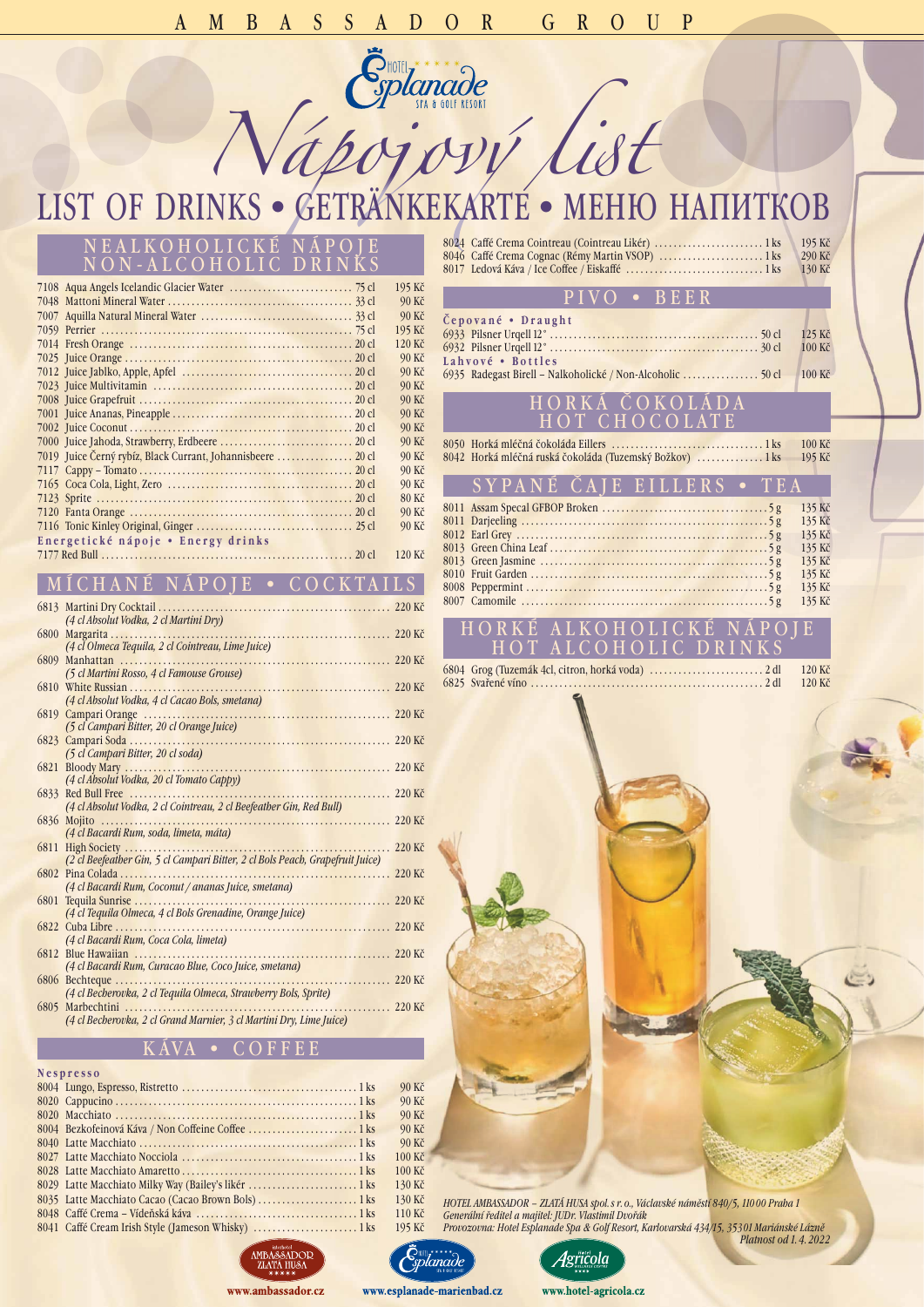AMBASSADOR GROUP

HOTEL Esplanade SPA & GOLF RESORT

# Nápojový list

# LIST OF DRINKS • GETRÄNKEKARTE • МЕНЮ НАПИТКОВ

## NEALKOHOLICKÉ NÁPOJE NON-ALCOHOLIC DRINKS

| | | | |
|---|---|---|---|
| 7108 | Aqua Angels Icelandic Glacier Water | 75 cl | 195 Kč |
| 7048 | Mattoni Mineral Water | 33 cl | 90 Kč |
| 7007 | Aquilla Natural Mineral Water | 33 cl | 90 Kč |
| 7059 | Perrier | 75 cl | 195 Kč |
| 7014 | Fresh Orange | 20 cl | 120 Kč |
| 7025 | Juice Orange | 20 cl | 90 Kč |
| 7012 | Juice Jablko, Apple, Apfel | 20 cl | 90 Kč |
| 7023 | Juice Multivitamin | 20 cl | 90 Kč |
| 7008 | Juice Grapefruit | 20 cl | 90 Kč |
| 7001 | Juice Ananas, Pineapple | 20 cl | 90 Kč |
| 7002 | Juice Coconut | 20 cl | 90 Kč |
| 7000 | Juice Jahoda, Strawberry, Erdbeere | 20 cl | 90 Kč |
| 7019 | Juice Černý rybíz, Black Currant, Johannisbeere | 20 cl | 90 Kč |
| 7117 | Cappy – Tomato | 20 cl | 90 Kč |
| 7165 | Coca Cola, Light, Zero | 20 cl | 90 Kč |
| 7123 | Sprite | 20 cl | 80 Kč |
| 7120 | Fanta Orange | 20 cl | 90 Kč |
| 7116 | Tonic Kinley Original, Ginger | 25 cl | 90 Kč |

**Energetické nápoje • Energy drinks**

| | | | |
|---|---|---|---|
| 7177 | Red Bull | 20 cl | 120 Kč |

## MÍCHANÉ NÁPOJE • COCKTAILS

| | | |
|---|---|---|
| 6813 | Martini Dry Cocktail<br>*(4 cl Absolut Vodka, 2 cl Martini Dry)* | 220 Kč |
| 6800 | Margarita<br>*(4 cl Olmeca Tequila, 2 cl Cointreau, Lime Juice)* | 220 Kč |
| 6809 | Manhattan<br>*(5 cl Martini Rosso, 4 cl Famouse Grouse)* | 220 Kč |
| 6810 | White Russian<br>*(4 cl Absolut Vodka, 4 cl Cacao Bols, smetana)* | 220 Kč |
| 6819 | Campari Orange<br>*(5 cl Campari Bitter, 20 cl Orange Juice)* | 220 Kč |
| 6823 | Campari Soda<br>*(5 cl Campari Bitter, 20 cl soda)* | 220 Kč |
| 6821 | Bloody Mary<br>*(4 cl Absolut Vodka, 20 cl Tomato Cappy)* | 220 Kč |
| 6833 | Red Bull Free<br>*(4 cl Absolut Vodka, 2 cl Cointreau, 2 cl Beefeather Gin, Red Bull)* | 220 Kč |
| 6836 | Mojito<br>*(4 cl Bacardi Rum, soda, limeta, máta)* | 220 Kč |
| 6811 | High Society<br>*(2 cl Beefeather Gin, 5 cl Campari Bitter, 2 cl Bols Peach, Grapefruit Juice)* | 220 Kč |
| 6802 | Pina Colada<br>*(4 cl Bacardi Rum, Coconut / ananas Juice, smetana)* | 220 Kč |
| 6801 | Tequila Sunrise<br>*(4 cl Tequila Olmeca, 4 cl Bols Grenadine, Orange Juice)* | 220 Kč |
| 6822 | Cuba Libre<br>*(4 cl Bacardi Rum, Coca Cola, limeta)* | 220 Kč |
| 6812 | Blue Hawaiian<br>*(4 cl Bacardi Rum, Curacao Blue, Coco Juice, smetana)* | 220 Kč |
| 6806 | Bechteque<br>*(4 cl Becherovka, 2 cl Tequila Olmeca, Strawberry Bols, Sprite)* | 220 Kč |
| 6805 | Marbechtini<br>*(4 cl Becherovka, 2 cl Grand Marnier, 3 cl Martini Dry, Lime Juice)* | 220 Kč |

## KÁVA • COFFEE

**Nespresso**

| | | | |
|---|---|---|---|
| 8004 | Lungo, Espresso, Ristretto | 1 ks | 90 Kč |
| 8020 | Cappucino | 1 ks | 90 Kč |
| 8020 | Macchiato | 1 ks | 90 Kč |
| 8004 | Bezkofeinová Káva / Non Coffeine Coffee | 1 ks | 90 Kč |
| 8040 | Latte Macchiato | 1 ks | 90 Kč |
| 8027 | Latte Macchiato Nocciola | 1 ks | 100 Kč |
| 8028 | Latte Macchiato Amaretto | 1 ks | 100 Kč |
| 8029 | Latte Macchiato Milky Way (Bailey's likér | 1 ks | 130 Kč |
| 8035 | Latte Macchiato Cacao (Cacao Brown Bols) | 1 ks | 130 Kč |
| 8048 | Caffé Crema – Vídeňská káva | 1 ks | 110 Kč |
| 8041 | Caffé Cream Irish Style (Jameson Whisky) | 1 ks | 195 Kč |
| 8024 | Caffé Crema Cointreau (Cointreau Likér) | 1 ks | 195 Kč |
| 8046 | Caffé Crema Cognac (Rémy Martin VSOP) | 1 ks | 290 Kč |
| 8017 | Ledová Káva / Ice Coffee / Eiskaffé | 1 ks | 130 Kč |

## PIVO • BEER

**Čepované • Draught**

| | | | |
|---|---|---|---|
| 6933 | Pilsner Urqell 12° | 50 cl | 125 Kč |
| 6932 | Pilsner Urqell 12° | 30 cl | 100 Kč |

**Lahvové • Bottles**

| | | | |
|---|---|---|---|
| 6935 | Radegast Birell – Nalkoholické / Non-Alcoholic | 50 cl | 100 Kč |

## HORKÁ ČOKOLÁDA HOT CHOCOLATE

| | | | |
|---|---|---|---|
| 8050 | Horká mléčná čokoláda Eillers | 1 ks | 100 Kč |
| 8042 | Horká mléčná ruská čokoláda (Tuzemský Božkov) | 1 ks | 195 Kč |

## SYPANÉ ČAJE EILLERS • TEA

| | | | |
|---|---|---|---|
| 8011 | Assam Specal GFBOP Broken | 5 g | 135 Kč |
| 8011 | Darjeeling | 5 g | 135 Kč |
| 8012 | Earl Grey | 5 g | 135 Kč |
| 8013 | Green China Leaf | 5 g | 135 Kč |
| 8013 | Green Jasmine | 5 g | 135 Kč |
| 8010 | Fruit Garden | 5 g | 135 Kč |
| 8008 | Peppermint | 5 g | 135 Kč |
| 8007 | Camomile | 5 g | 135 Kč |

## HORKÉ ALKOHOLICKÉ NÁPOJE HOT ALCOHOLIC DRINKS

| | | | |
|---|---|---|---|
| 6804 | Grog (Tuzemák 4cl, citron, horká voda) | 2 dl | 120 Kč |
| 6825 | Svařené víno | 2 dl | 120 Kč |

*HOTEL AMBASSADOR – ZLATÁ HUSA spol. s r. o., Václavské náměstí 840/5, 110 00 Praha 1*
*Generální ředitel a majitel: JUDr. Vlastimil Dvořák*
*Provozovna: Hotel Esplanade Spa & Golf Resort, Karlovarská 434/15, 353 01 Mariánské Lázně*
*Platnost od 1. 4. 2022*

www.ambassador.cz www.esplanade-marienbad.cz www.hotel-agricola.cz